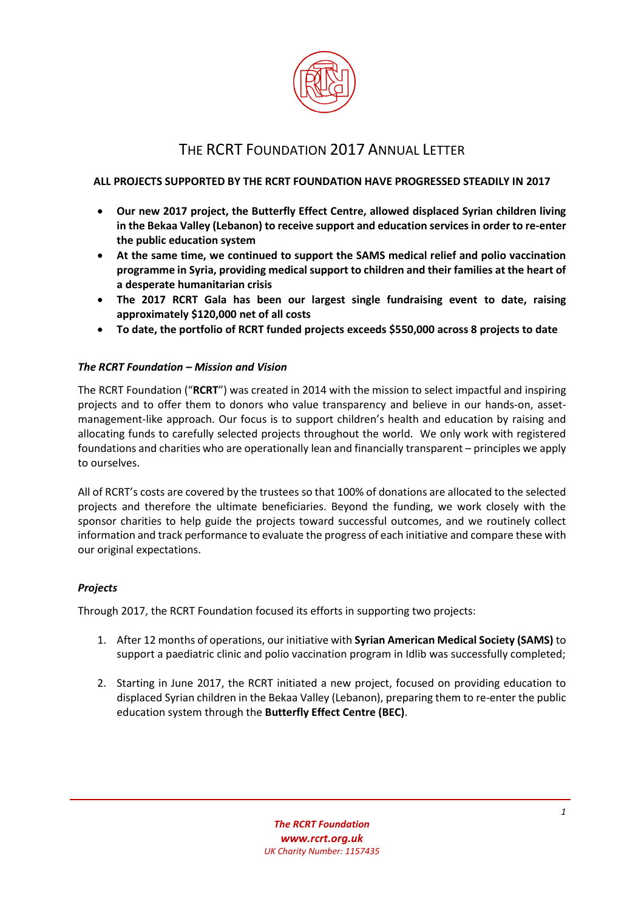# THE RCRT FOUNDATION 2017 ANNUAL LETTER

**ALL PROJECTS SUPPORTED BY THE RCRT FOUNDATION HAVE PROGRESSED STEADILY IN 2017**

- **Our new 2017 project, the Butterfly Effect Centre, allowed displaced Syrian children living in the Bekaa Valley (Lebanon) to receive support and education services in order to re-enter the public education system**
- **At the same time, we continued to support the SAMS medical relief and polio vaccination programme in Syria, providing medical support to children and their families at the heart of a desperate humanitarian crisis**
- **The 2017 RCRT Gala has been our largest single fundraising event to date, raising approximately $120,000 net of all costs**
- **To date, the portfolio of RCRT funded projects exceeds $550,000 across 8 projects to date**

### *The RCRT Foundation – Mission and Vision*

The RCRT Foundation ("**RCRT**") was created in 2014 with the mission to select impactful and inspiring projects and to offer them to donors who value transparency and believe in our hands-on, asset-management-like approach. Our focus is to support children's health and education by raising and allocating funds to carefully selected projects throughout the world. We only work with registered foundations and charities who are operationally lean and financially transparent – principles we apply to ourselves.

All of RCRT's costs are covered by the trustees so that 100% of donations are allocated to the selected projects and therefore the ultimate beneficiaries. Beyond the funding, we work closely with the sponsor charities to help guide the projects toward successful outcomes, and we routinely collect information and track performance to evaluate the progress of each initiative and compare these with our original expectations.

### *Projects*

Through 2017, the RCRT Foundation focused its efforts in supporting two projects:

1. After 12 months of operations, our initiative with **Syrian American Medical Society (SAMS)** to support a paediatric clinic and polio vaccination program in Idlib was successfully completed;

2. Starting in June 2017, the RCRT initiated a new project, focused on providing education to displaced Syrian children in the Bekaa Valley (Lebanon), preparing them to re-enter the public education system through the **Butterfly Effect Centre (BEC)**.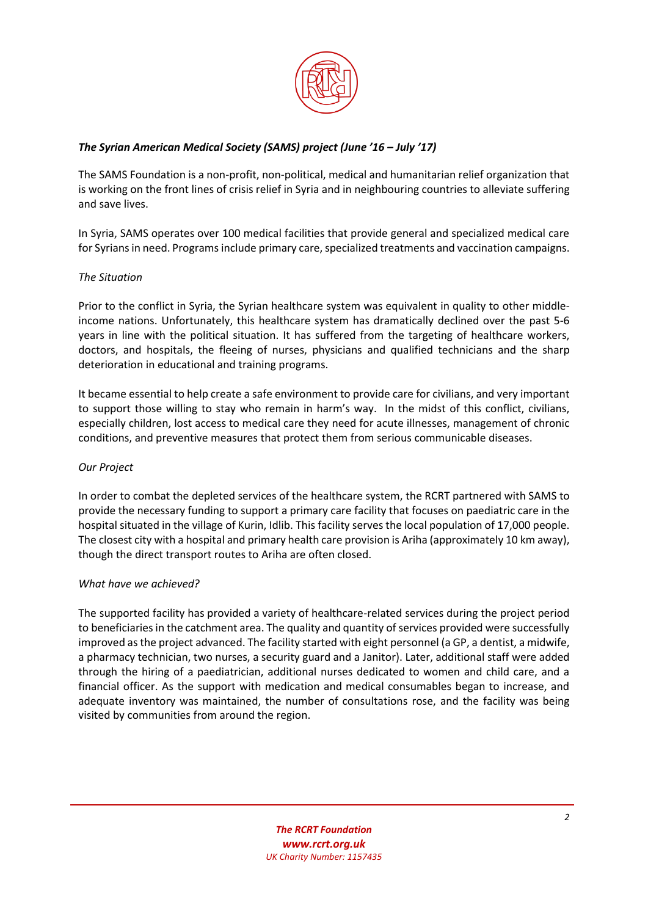### *The Syrian American Medical Society (SAMS) project (June '16 – July '17)*

The SAMS Foundation is a non-profit, non-political, medical and humanitarian relief organization that is working on the front lines of crisis relief in Syria and in neighbouring countries to alleviate suffering and save lives.

In Syria, SAMS operates over 100 medical facilities that provide general and specialized medical care for Syrians in need. Programs include primary care, specialized treatments and vaccination campaigns.

#### *The Situation*

Prior to the conflict in Syria, the Syrian healthcare system was equivalent in quality to other middle-income nations. Unfortunately, this healthcare system has dramatically declined over the past 5-6 years in line with the political situation. It has suffered from the targeting of healthcare workers, doctors, and hospitals, the fleeing of nurses, physicians and qualified technicians and the sharp deterioration in educational and training programs.

It became essential to help create a safe environment to provide care for civilians, and very important to support those willing to stay who remain in harm's way. In the midst of this conflict, civilians, especially children, lost access to medical care they need for acute illnesses, management of chronic conditions, and preventive measures that protect them from serious communicable diseases.

#### *Our Project*

In order to combat the depleted services of the healthcare system, the RCRT partnered with SAMS to provide the necessary funding to support a primary care facility that focuses on paediatric care in the hospital situated in the village of Kurin, Idlib. This facility serves the local population of 17,000 people. The closest city with a hospital and primary health care provision is Ariha (approximately 10 km away), though the direct transport routes to Ariha are often closed.

#### *What have we achieved?*

The supported facility has provided a variety of healthcare-related services during the project period to beneficiaries in the catchment area. The quality and quantity of services provided were successfully improved as the project advanced. The facility started with eight personnel (a GP, a dentist, a midwife, a pharmacy technician, two nurses, a security guard and a Janitor). Later, additional staff were added through the hiring of a paediatrician, additional nurses dedicated to women and child care, and a financial officer. As the support with medication and medical consumables began to increase, and adequate inventory was maintained, the number of consultations rose, and the facility was being visited by communities from around the region.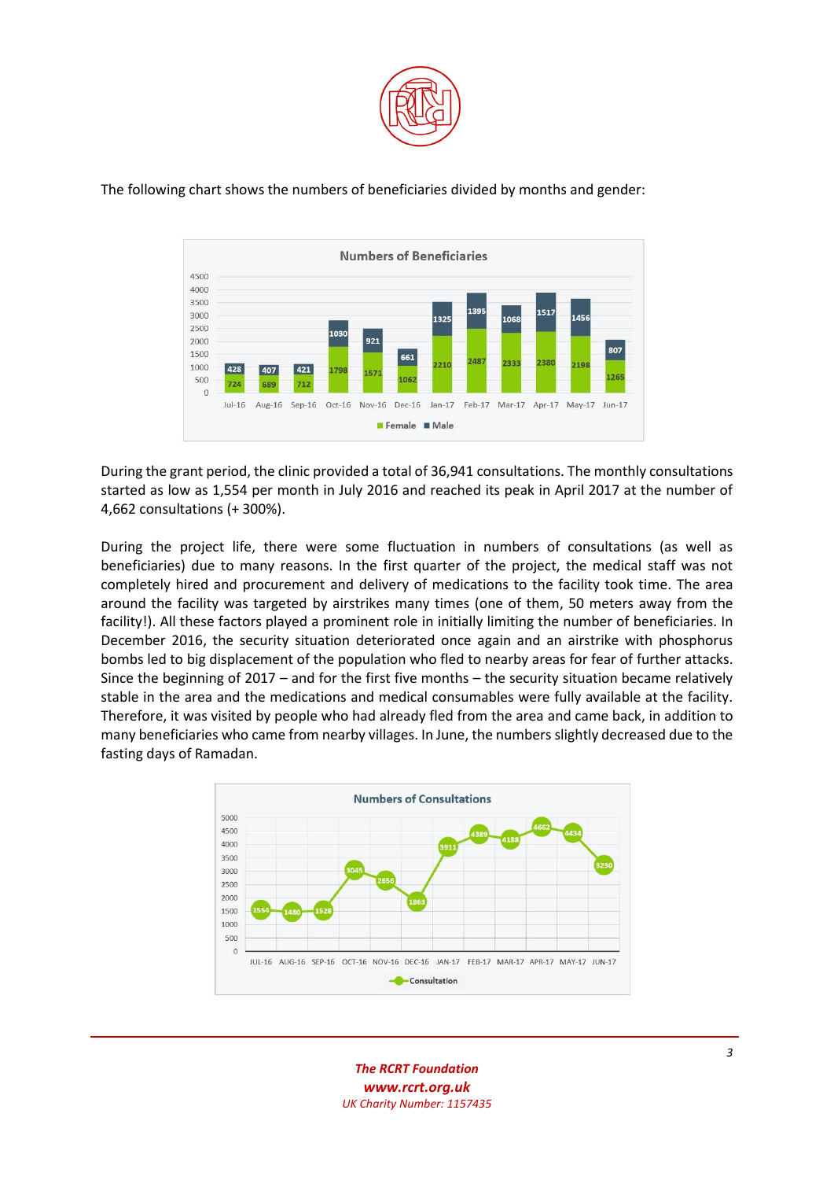The following chart shows the numbers of beneficiaries divided by months and gender:

During the grant period, the clinic provided a total of 36,941 consultations. The monthly consultations started as low as 1,554 per month in July 2016 and reached its peak in April 2017 at the number of 4,662 consultations (+ 300%).

During the project life, there were some fluctuation in numbers of consultations (as well as beneficiaries) due to many reasons. In the first quarter of the project, the medical staff was not completely hired and procurement and delivery of medications to the facility took time. The area around the facility was targeted by airstrikes many times (one of them, 50 meters away from the facility!). All these factors played a prominent role in initially limiting the number of beneficiaries. In December 2016, the security situation deteriorated once again and an airstrike with phosphorus bombs led to big displacement of the population who fled to nearby areas for fear of further attacks. Since the beginning of 2017 – and for the first five months – the security situation became relatively stable in the area and the medications and medical consumables were fully available at the facility. Therefore, it was visited by people who had already fled from the area and came back, in addition to many beneficiaries who came from nearby villages. In June, the numbers slightly decreased due to the fasting days of Ramadan.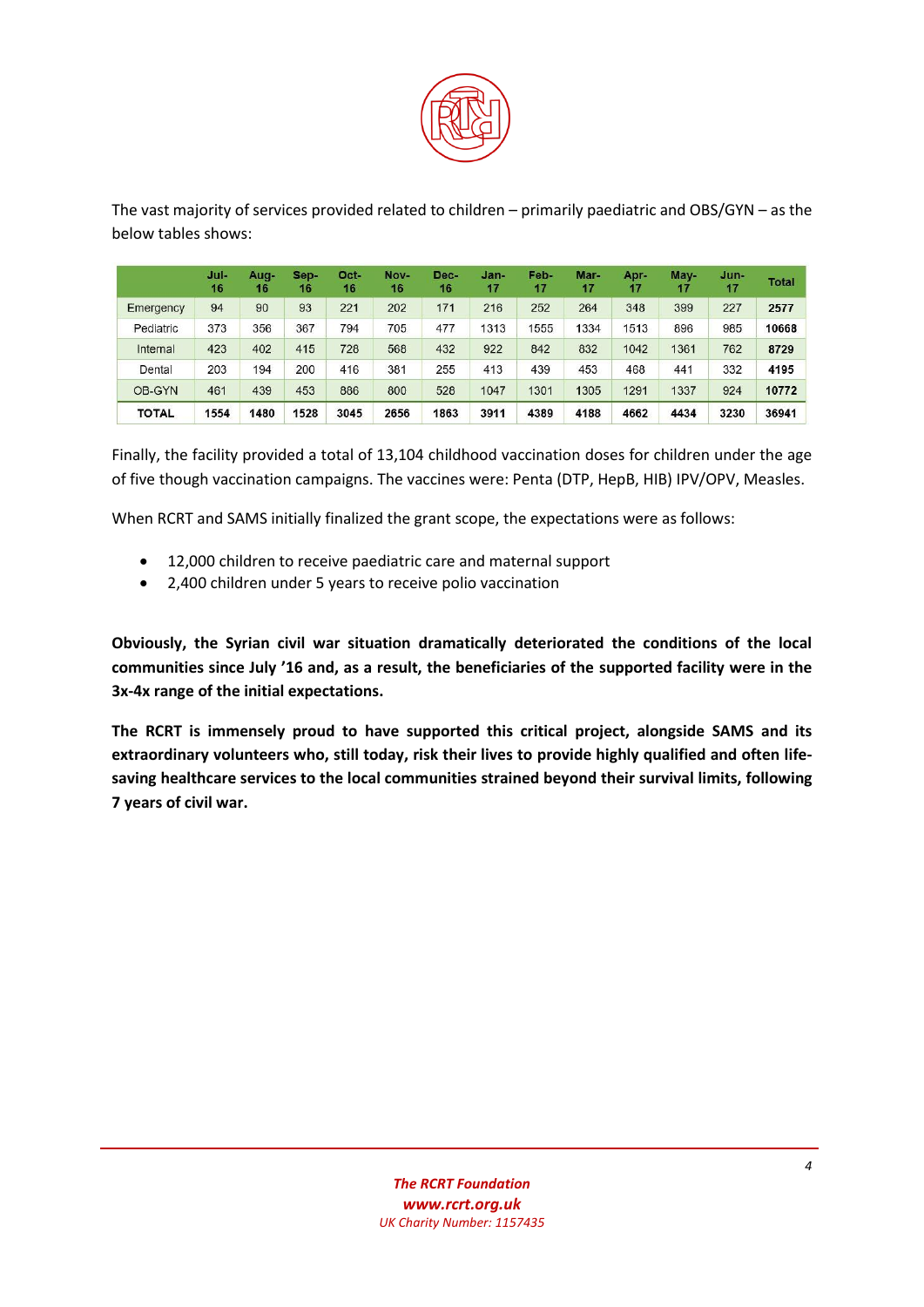The vast majority of services provided related to children – primarily paediatric and OBS/GYN – as the below tables shows:

| | Jul-16 | Aug-16 | Sep-16 | Oct-16 | Nov-16 | Dec-16 | Jan-17 | Feb-17 | Mar-17 | Apr-17 | May-17 | Jun-17 | Total |
|---|---|---|---|---|---|---|---|---|---|---|---|---|---|
| Emergency | 94 | 90 | 93 | 221 | 202 | 171 | 216 | 252 | 264 | 348 | 399 | 227 | **2577** |
| Pediatric | 373 | 356 | 367 | 794 | 705 | 477 | 1313 | 1555 | 1334 | 1513 | 896 | 985 | **10668** |
| Internal | 423 | 402 | 415 | 728 | 568 | 432 | 922 | 842 | 832 | 1042 | 1361 | 762 | **8729** |
| Dental | 203 | 194 | 200 | 416 | 381 | 255 | 413 | 439 | 453 | 468 | 441 | 332 | **4195** |
| OB-GYN | 461 | 439 | 453 | 886 | 800 | 528 | 1047 | 1301 | 1305 | 1291 | 1337 | 924 | **10772** |
| **TOTAL** | **1554** | **1480** | **1528** | **3045** | **2656** | **1863** | **3911** | **4389** | **4188** | **4662** | **4434** | **3230** | **36941** |

Finally, the facility provided a total of 13,104 childhood vaccination doses for children under the age of five though vaccination campaigns. The vaccines were: Penta (DTP, HepB, HIB) IPV/OPV, Measles.

When RCRT and SAMS initially finalized the grant scope, the expectations were as follows:

- 12,000 children to receive paediatric care and maternal support
- 2,400 children under 5 years to receive polio vaccination

**Obviously, the Syrian civil war situation dramatically deteriorated the conditions of the local communities since July '16 and, as a result, the beneficiaries of the supported facility were in the 3x-4x range of the initial expectations.**

**The RCRT is immensely proud to have supported this critical project, alongside SAMS and its extraordinary volunteers who, still today, risk their lives to provide highly qualified and often life-saving healthcare services to the local communities strained beyond their survival limits, following 7 years of civil war.**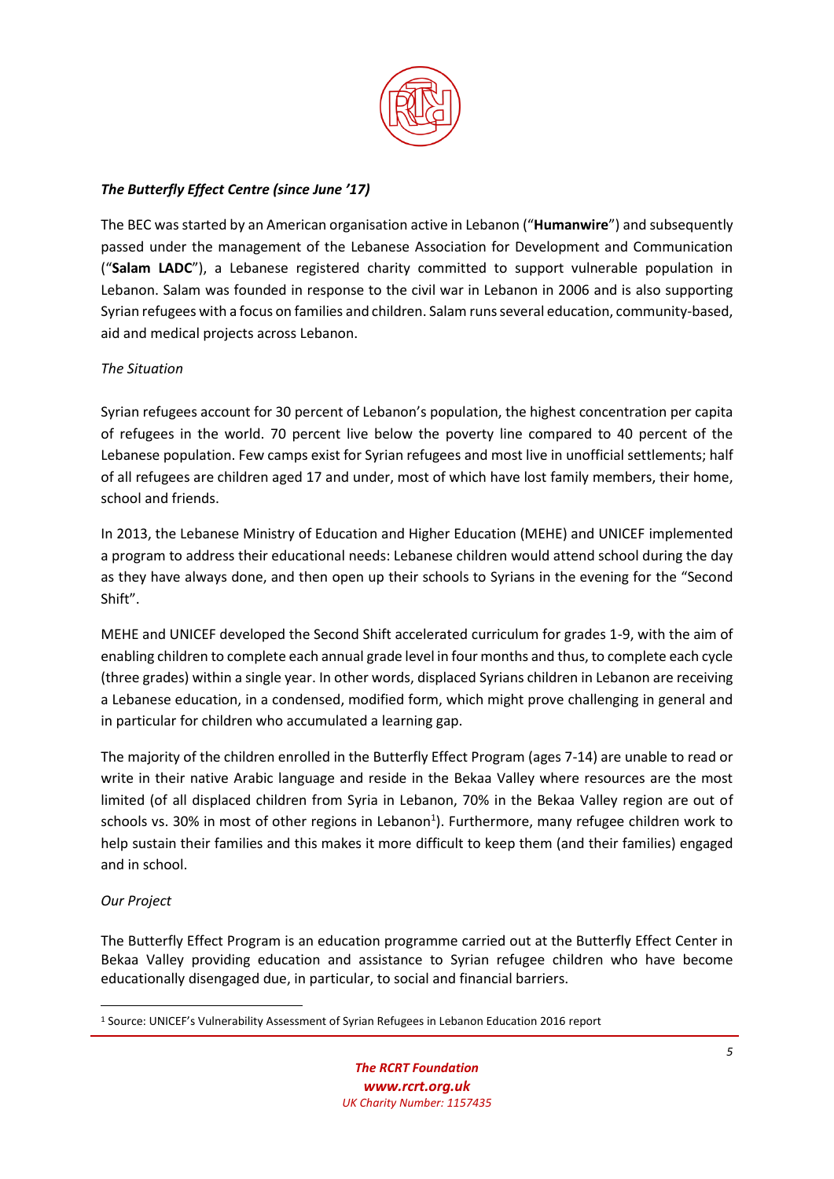***The Butterfly Effect Centre (since June '17)***

The BEC was started by an American organisation active in Lebanon ("**Humanwire**") and subsequently passed under the management of the Lebanese Association for Development and Communication ("**Salam LADC**"), a Lebanese registered charity committed to support vulnerable population in Lebanon. Salam was founded in response to the civil war in Lebanon in 2006 and is also supporting Syrian refugees with a focus on families and children. Salam runs several education, community-based, aid and medical projects across Lebanon.

*The Situation*

Syrian refugees account for 30 percent of Lebanon's population, the highest concentration per capita of refugees in the world. 70 percent live below the poverty line compared to 40 percent of the Lebanese population. Few camps exist for Syrian refugees and most live in unofficial settlements; half of all refugees are children aged 17 and under, most of which have lost family members, their home, school and friends.

In 2013, the Lebanese Ministry of Education and Higher Education (MEHE) and UNICEF implemented a program to address their educational needs: Lebanese children would attend school during the day as they have always done, and then open up their schools to Syrians in the evening for the "Second Shift".

MEHE and UNICEF developed the Second Shift accelerated curriculum for grades 1-9, with the aim of enabling children to complete each annual grade level in four months and thus, to complete each cycle (three grades) within a single year. In other words, displaced Syrians children in Lebanon are receiving a Lebanese education, in a condensed, modified form, which might prove challenging in general and in particular for children who accumulated a learning gap.

The majority of the children enrolled in the Butterfly Effect Program (ages 7-14) are unable to read or write in their native Arabic language and reside in the Bekaa Valley where resources are the most limited (of all displaced children from Syria in Lebanon, 70% in the Bekaa Valley region are out of schools vs. 30% in most of other regions in Lebanon[1]). Furthermore, many refugee children work to help sustain their families and this makes it more difficult to keep them (and their families) engaged and in school.

*Our Project*

The Butterfly Effect Program is an education programme carried out at the Butterfly Effect Center in Bekaa Valley providing education and assistance to Syrian refugee children who have become educationally disengaged due, in particular, to social and financial barriers.

[1] Source: UNICEF's Vulnerability Assessment of Syrian Refugees in Lebanon Education 2016 report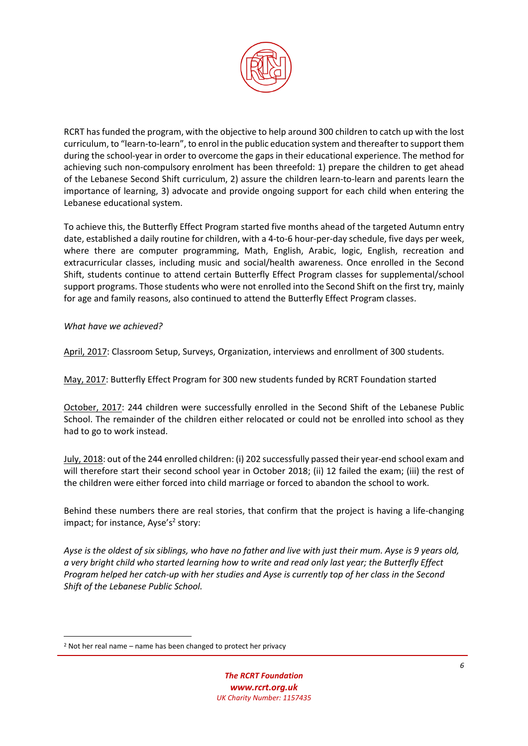RCRT has funded the program, with the objective to help around 300 children to catch up with the lost curriculum, to "learn-to-learn", to enrol in the public education system and thereafter to support them during the school-year in order to overcome the gaps in their educational experience. The method for achieving such non-compulsory enrolment has been threefold: 1) prepare the children to get ahead of the Lebanese Second Shift curriculum, 2) assure the children learn-to-learn and parents learn the importance of learning, 3) advocate and provide ongoing support for each child when entering the Lebanese educational system.

To achieve this, the Butterfly Effect Program started five months ahead of the targeted Autumn entry date, established a daily routine for children, with a 4-to-6 hour-per-day schedule, five days per week, where there are computer programming, Math, English, Arabic, logic, English, recreation and extracurricular classes, including music and social/health awareness. Once enrolled in the Second Shift, students continue to attend certain Butterfly Effect Program classes for supplemental/school support programs. Those students who were not enrolled into the Second Shift on the first try, mainly for age and family reasons, also continued to attend the Butterfly Effect Program classes.

*What have we achieved?*

<u>April, 2017</u>: Classroom Setup, Surveys, Organization, interviews and enrollment of 300 students.

<u>May, 2017</u>: Butterfly Effect Program for 300 new students funded by RCRT Foundation started

<u>October, 2017</u>: 244 children were successfully enrolled in the Second Shift of the Lebanese Public School. The remainder of the children either relocated or could not be enrolled into school as they had to go to work instead.

<u>July, 2018</u>: out of the 244 enrolled children: (i) 202 successfully passed their year-end school exam and will therefore start their second school year in October 2018; (ii) 12 failed the exam; (iii) the rest of the children were either forced into child marriage or forced to abandon the school to work.

Behind these numbers there are real stories, that confirm that the project is having a life-changing impact; for instance, Ayse's[2] story:

*Ayse is the oldest of six siblings, who have no father and live with just their mum. Ayse is 9 years old, a very bright child who started learning how to write and read only last year; the Butterfly Effect Program helped her catch-up with her studies and Ayse is currently top of her class in the Second Shift of the Lebanese Public School.*

---

[2] Not her real name – name has been changed to protect her privacy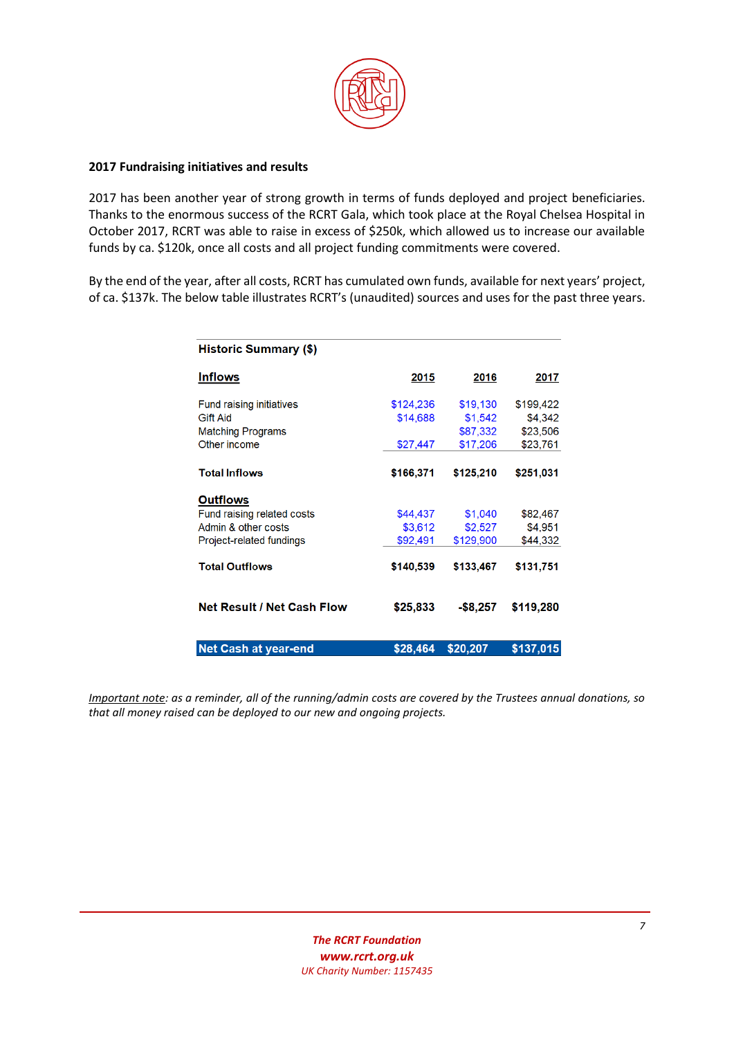## 2017 Fundraising initiatives and results

2017 has been another year of strong growth in terms of funds deployed and project beneficiaries. Thanks to the enormous success of the RCRT Gala, which took place at the Royal Chelsea Hospital in October 2017, RCRT was able to raise in excess of $250k, which allowed us to increase our available funds by ca. $120k, once all costs and all project funding commitments were covered.

By the end of the year, after all costs, RCRT has cumulated own funds, available for next years' project, of ca. $137k. The below table illustrates RCRT's (unaudited) sources and uses for the past three years.

| **Historic Summary ($)** | | | |
|---|---|---|---|
| **Inflows** | **2015** | **2016** | **2017** |
| Fund raising initiatives | $124,236 | $19,130 | $199,422 |
| Gift Aid | $14,688 | $1,542 | $4,342 |
| Matching Programs | | $87,332 | $23,506 |
| Other income | $27,447 | $17,206 | $23,761 |
| **Total Inflows** | **$166,371** | **$125,210** | **$251,031** |
| **Outflows** | | | |
| Fund raising related costs | $44,437 | $1,040 | $82,467 |
| Admin & other costs | $3,612 | $2,527 | $4,951 |
| Project-related fundings | $92,491 | $129,900 | $44,332 |
| **Total Outflows** | **$140,539** | **$133,467** | **$131,751** |
| **Net Result / Net Cash Flow** | **$25,833** | **-$8,257** | **$119,280** |
| **Net Cash at year-end** | **$28,464** | **$20,207** | **$137,015** |

*Important note: as a reminder, all of the running/admin costs are covered by the Trustees annual donations, so that all money raised can be deployed to our new and ongoing projects.*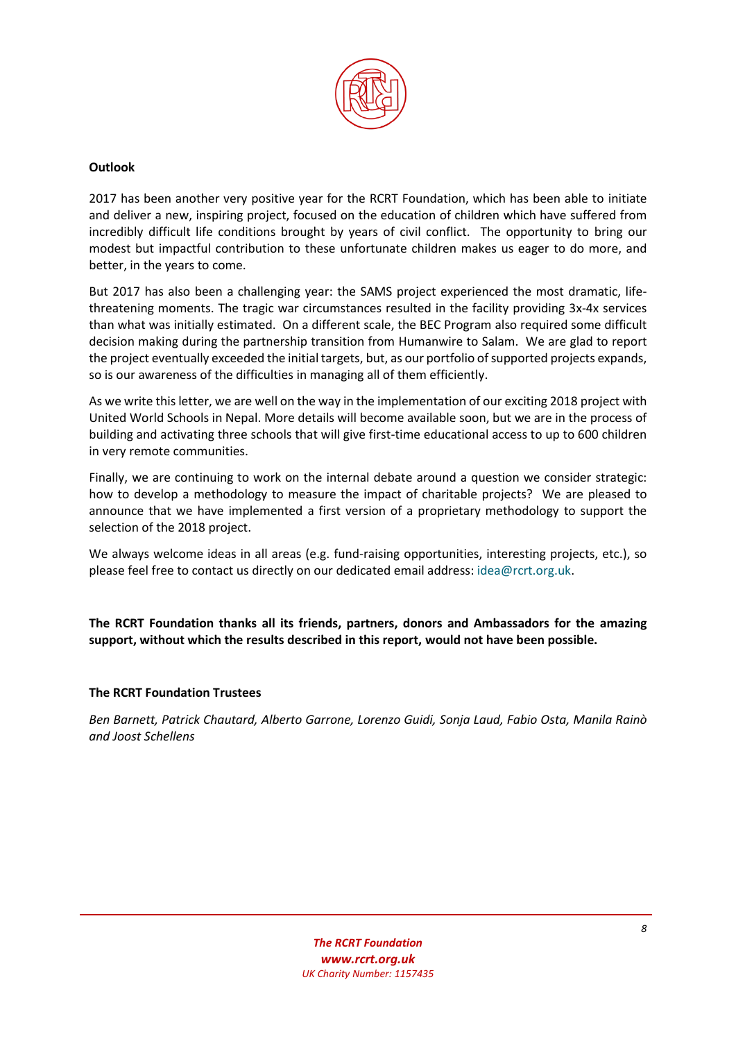**Outlook**

2017 has been another very positive year for the RCRT Foundation, which has been able to initiate and deliver a new, inspiring project, focused on the education of children which have suffered from incredibly difficult life conditions brought by years of civil conflict. The opportunity to bring our modest but impactful contribution to these unfortunate children makes us eager to do more, and better, in the years to come.

But 2017 has also been a challenging year: the SAMS project experienced the most dramatic, life-threatening moments. The tragic war circumstances resulted in the facility providing 3x-4x services than what was initially estimated. On a different scale, the BEC Program also required some difficult decision making during the partnership transition from Humanwire to Salam. We are glad to report the project eventually exceeded the initial targets, but, as our portfolio of supported projects expands, so is our awareness of the difficulties in managing all of them efficiently.

As we write this letter, we are well on the way in the implementation of our exciting 2018 project with United World Schools in Nepal. More details will become available soon, but we are in the process of building and activating three schools that will give first-time educational access to up to 600 children in very remote communities.

Finally, we are continuing to work on the internal debate around a question we consider strategic: how to develop a methodology to measure the impact of charitable projects? We are pleased to announce that we have implemented a first version of a proprietary methodology to support the selection of the 2018 project.

We always welcome ideas in all areas (e.g. fund-raising opportunities, interesting projects, etc.), so please feel free to contact us directly on our dedicated email address: idea@rcrt.org.uk.

**The RCRT Foundation thanks all its friends, partners, donors and Ambassadors for the amazing support, without which the results described in this report, would not have been possible.**

**The RCRT Foundation Trustees**

*Ben Barnett, Patrick Chautard, Alberto Garrone, Lorenzo Guidi, Sonja Laud, Fabio Osta, Manila Rainò and Joost Schellens*